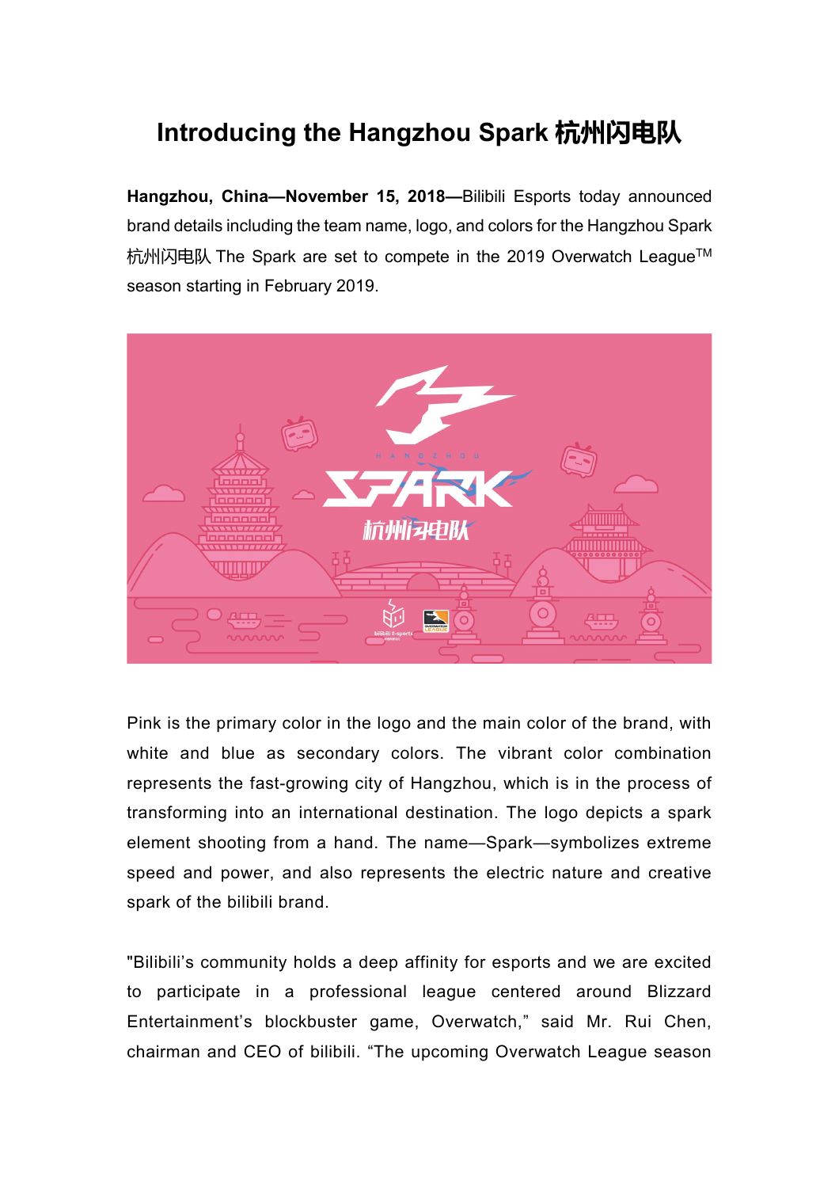# Introducing the Hangzhou Spark 杭州闪电队

**Hangzhou, China—November 15, 2018—**Bilibili Esports today announced brand details including the team name, logo, and colors for the Hangzhou Spark 杭州闪电队 The Spark are set to compete in the 2019 Overwatch League™ season starting in February 2019.

Pink is the primary color in the logo and the main color of the brand, with white and blue as secondary colors. The vibrant color combination represents the fast-growing city of Hangzhou, which is in the process of transforming into an international destination. The logo depicts a spark element shooting from a hand. The name—Spark—symbolizes extreme speed and power, and also represents the electric nature and creative spark of the bilibili brand.

"Bilibili's community holds a deep affinity for esports and we are excited to participate in a professional league centered around Blizzard Entertainment's blockbuster game, Overwatch," said Mr. Rui Chen, chairman and CEO of bilibili. "The upcoming Overwatch League season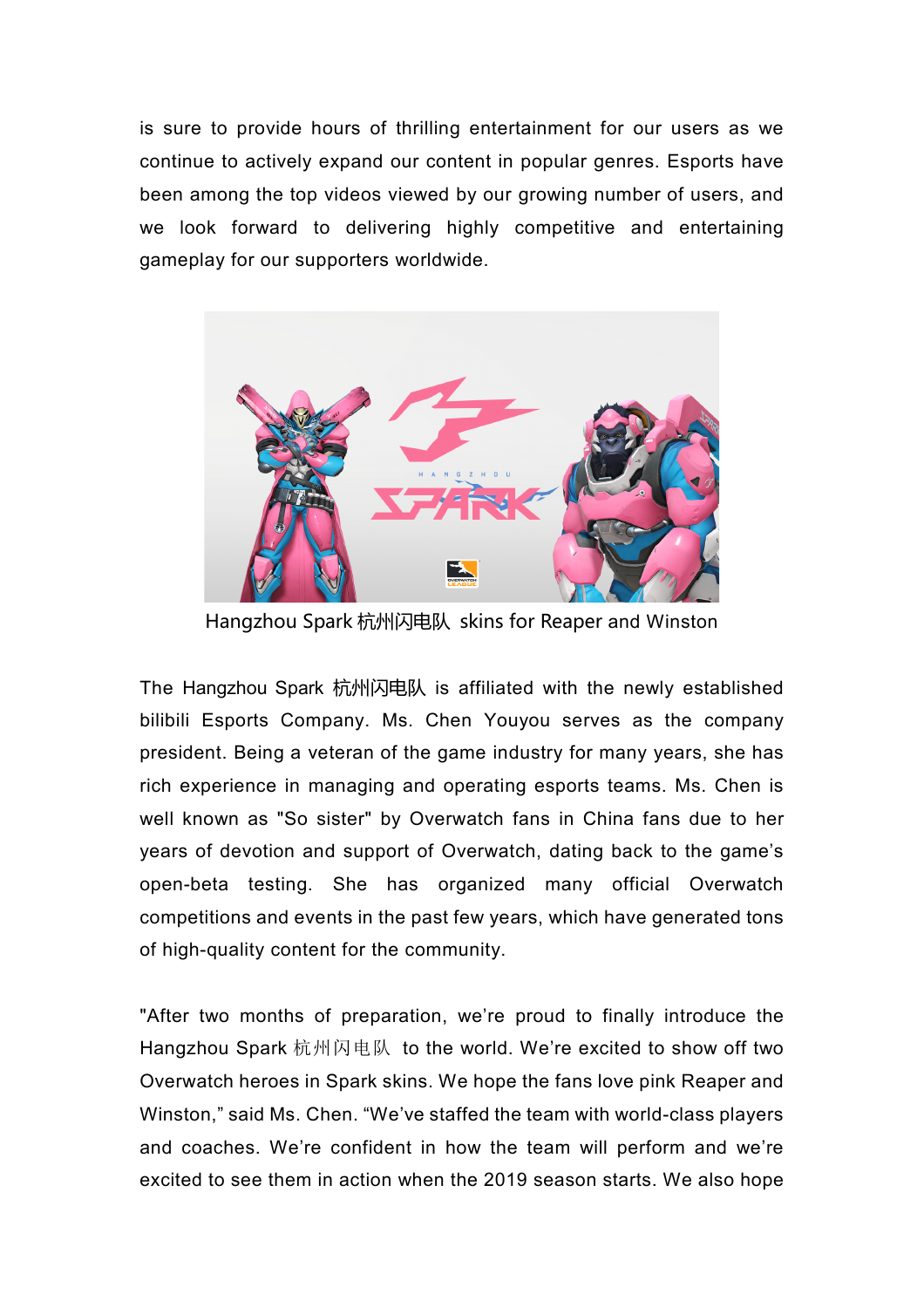is sure to provide hours of thrilling entertainment for our users as we continue to actively expand our content in popular genres. Esports have been among the top videos viewed by our growing number of users, and we look forward to delivering highly competitive and entertaining gameplay for our supporters worldwide.

Hangzhou Spark 杭州闪电队 skins for Reaper and Winston

The Hangzhou Spark 杭州闪电队 is affiliated with the newly established bilibili Esports Company. Ms. Chen Youyou serves as the company president. Being a veteran of the game industry for many years, she has rich experience in managing and operating esports teams. Ms. Chen is well known as "So sister" by Overwatch fans in China fans due to her years of devotion and support of Overwatch, dating back to the game's open-beta testing. She has organized many official Overwatch competitions and events in the past few years, which have generated tons of high-quality content for the community.

"After two months of preparation, we're proud to finally introduce the Hangzhou Spark 杭州闪电队 to the world. We're excited to show off two Overwatch heroes in Spark skins. We hope the fans love pink Reaper and Winston," said Ms. Chen. "We've staffed the team with world-class players and coaches. We're confident in how the team will perform and we're excited to see them in action when the 2019 season starts. We also hope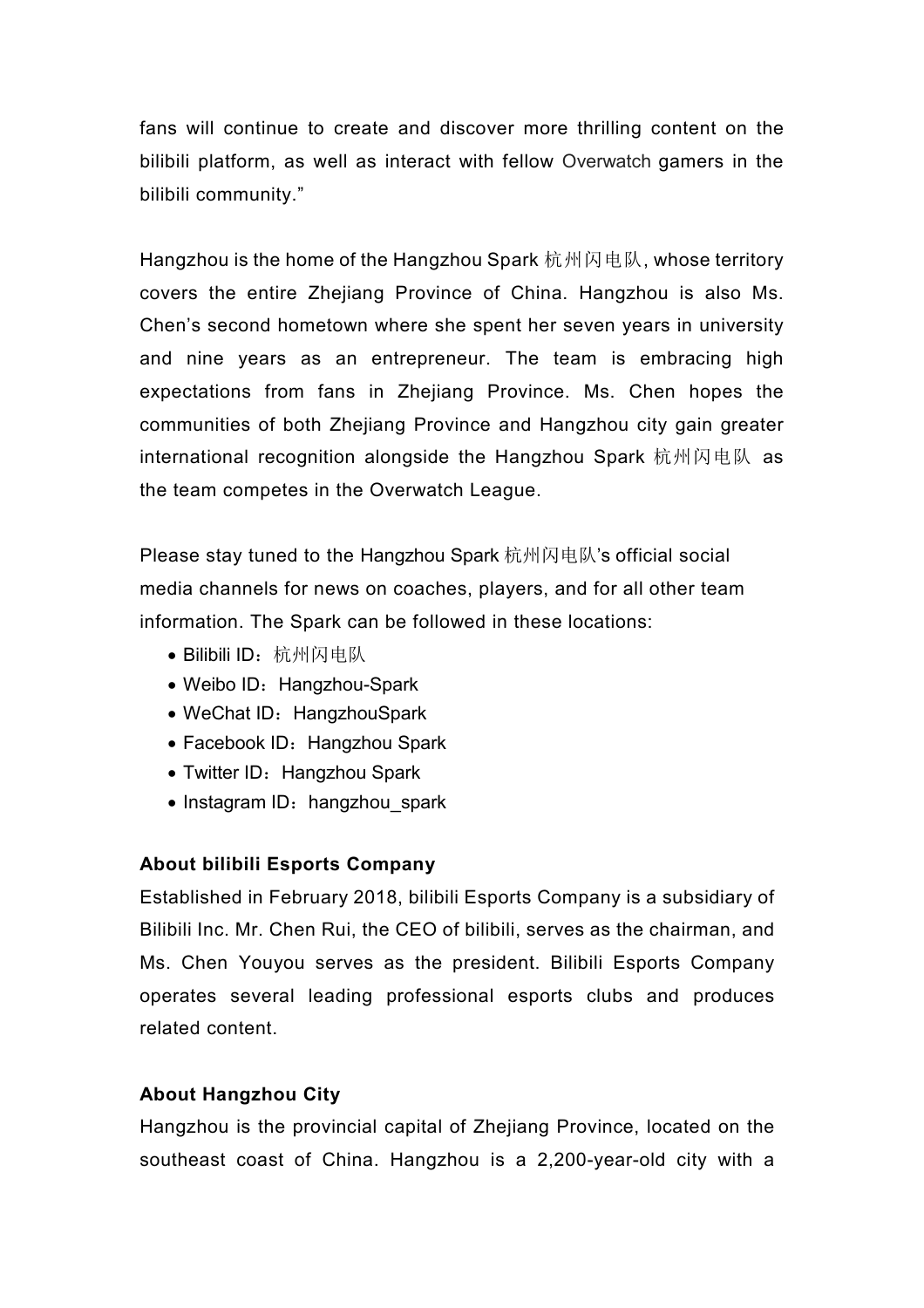fans will continue to create and discover more thrilling content on the bilibili platform, as well as interact with fellow Overwatch gamers in the bilibili community."

Hangzhou is the home of the Hangzhou Spark 杭州闪电队, whose territory covers the entire Zhejiang Province of China. Hangzhou is also Ms. Chen's second hometown where she spent her seven years in university and nine years as an entrepreneur. The team is embracing high expectations from fans in Zhejiang Province. Ms. Chen hopes the communities of both Zhejiang Province and Hangzhou city gain greater international recognition alongside the Hangzhou Spark 杭州闪电队 as the team competes in the Overwatch League.

Please stay tuned to the Hangzhou Spark 杭州闪电队's official social media channels for news on coaches, players, and for all other team information. The Spark can be followed in these locations:

- Bilibili ID：杭州闪电队
- Weibo ID：Hangzhou-Spark
- WeChat ID：HangzhouSpark
- Facebook ID：Hangzhou Spark
- Twitter ID：Hangzhou Spark
- Instagram ID：hangzhou_spark

**About bilibili Esports Company**

Established in February 2018, bilibili Esports Company is a subsidiary of Bilibili Inc. Mr. Chen Rui, the CEO of bilibili, serves as the chairman, and Ms. Chen Youyou serves as the president. Bilibili Esports Company operates several leading professional esports clubs and produces related content.

**About Hangzhou City**

Hangzhou is the provincial capital of Zhejiang Province, located on the southeast coast of China. Hangzhou is a 2,200-year-old city with a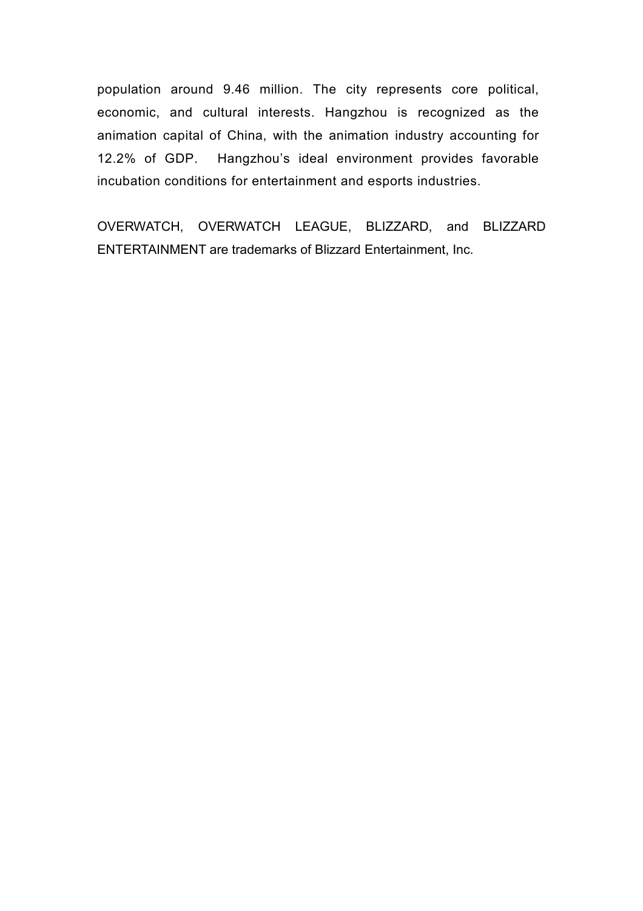population around 9.46 million. The city represents core political, economic, and cultural interests. Hangzhou is recognized as the animation capital of China, with the animation industry accounting for 12.2% of GDP. Hangzhou's ideal environment provides favorable incubation conditions for entertainment and esports industries.

OVERWATCH, OVERWATCH LEAGUE, BLIZZARD, and BLIZZARD ENTERTAINMENT are trademarks of Blizzard Entertainment, Inc.